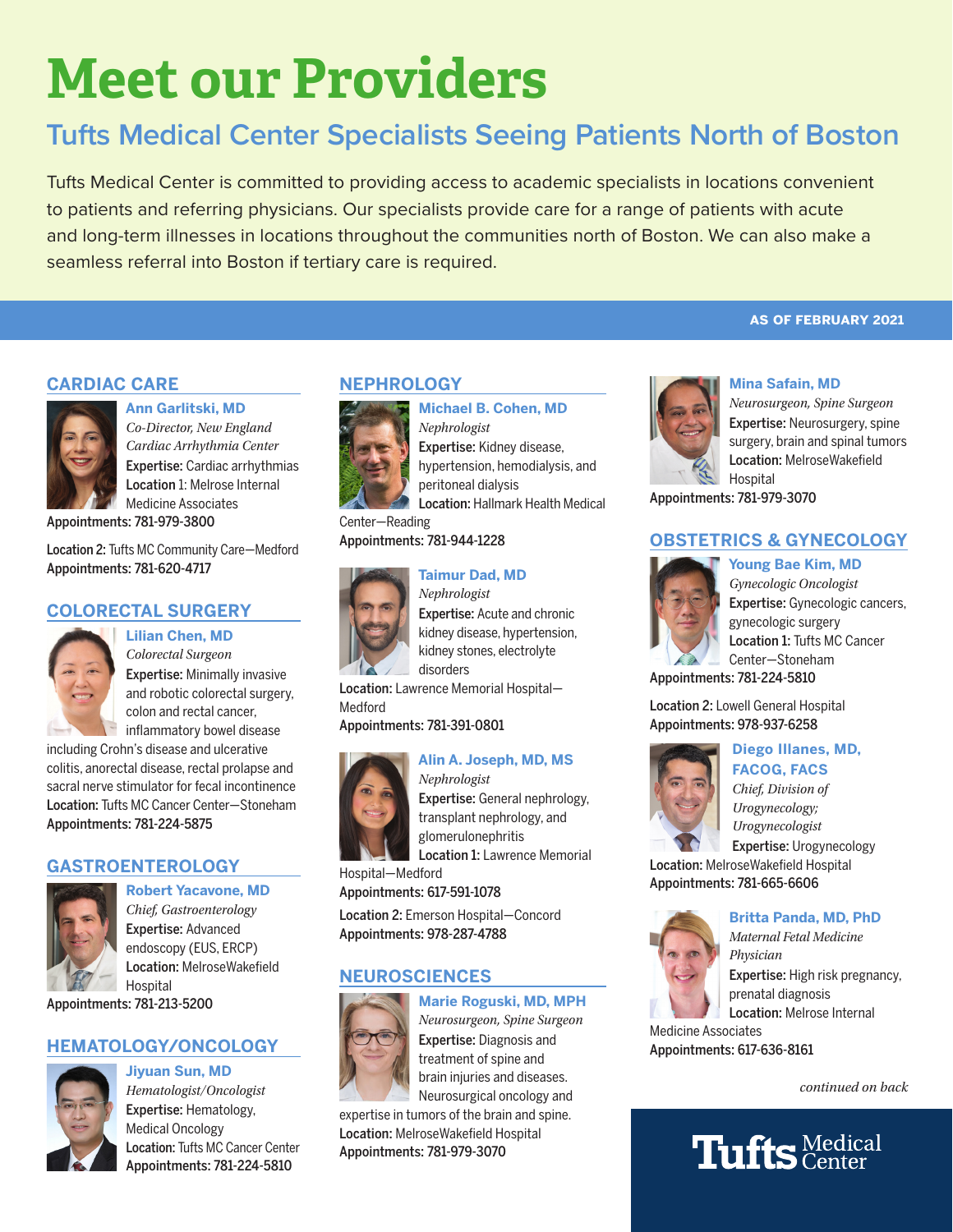# Meet our Providers

## Tufts Medical Center Specialists Seeing Patients North of Boston

Tufts Medical Center is committed to providing access to academic specialists in locations convenient to patients and referring physicians. Our specialists provide care for a range of patients with acute and long-term illnesses in locations throughout the communities north of Boston. We can also make a seamless referral into Boston if tertiary care is required.

**AS OF FEBRUARY 2021**

### CARDIAC CARE

**Ann Garlitski, MD**
*Co-Director, New England Cardiac Arrhythmia Center*
**Expertise:** Cardiac arrhythmias
**Location 1:** Melrose Internal Medicine Associates
**Appointments:** 781-979-3800

**Location 2:** Tufts MC Community Care—Medford
**Appointments:** 781-620-4717

### COLORECTAL SURGERY

**Lilian Chen, MD**
*Colorectal Surgeon*
**Expertise:** Minimally invasive and robotic colorectal surgery, colon and rectal cancer, inflammatory bowel disease including Crohn's disease and ulcerative colitis, anorectal disease, rectal prolapse and sacral nerve stimulator for fecal incontinence
**Location:** Tufts MC Cancer Center—Stoneham
**Appointments:** 781-224-5875

### GASTROENTEROLOGY

**Robert Yacavone, MD**
*Chief, Gastroenterology*
**Expertise:** Advanced endoscopy (EUS, ERCP)
**Location:** MelroseWakefield Hospital
**Appointments:** 781-213-5200

### HEMATOLOGY/ONCOLOGY

**Jiyuan Sun, MD**
*Hematologist/Oncologist*
**Expertise:** Hematology, Medical Oncology
**Location:** Tufts MC Cancer Center
**Appointments:** 781-224-5810

### NEPHROLOGY

**Michael B. Cohen, MD**
*Nephrologist*
**Expertise:** Kidney disease, hypertension, hemodialysis, and peritoneal dialysis
**Location:** Hallmark Health Medical Center—Reading
**Appointments:** 781-944-1228

**Taimur Dad, MD**
*Nephrologist*
**Expertise:** Acute and chronic kidney disease, hypertension, kidney stones, electrolyte disorders
**Location:** Lawrence Memorial Hospital—Medford
**Appointments:** 781-391-0801

**Alin A. Joseph, MD, MS**
*Nephrologist*
**Expertise:** General nephrology, transplant nephrology, and glomerulonephritis
**Location 1:** Lawrence Memorial Hospital—Medford
**Appointments:** 617-591-1078

**Location 2:** Emerson Hospital—Concord
**Appointments:** 978-287-4788

### NEUROSCIENCES

**Marie Roguski, MD, MPH**
*Neurosurgeon, Spine Surgeon*
**Expertise:** Diagnosis and treatment of spine and brain injuries and diseases. Neurosurgical oncology and expertise in tumors of the brain and spine.
**Location:** MelroseWakefield Hospital
**Appointments:** 781-979-3070

**Mina Safain, MD**
*Neurosurgeon, Spine Surgeon*
**Expertise:** Neurosurgery, spine surgery, brain and spinal tumors
**Location:** MelroseWakefield Hospital
**Appointments:** 781-979-3070

### OBSTETRICS & GYNECOLOGY

**Young Bae Kim, MD**
*Gynecologic Oncologist*
**Expertise:** Gynecologic cancers, gynecologic surgery
**Location 1:** Tufts MC Cancer Center—Stoneham
**Appointments:** 781-224-5810

**Location 2:** Lowell General Hospital
**Appointments:** 978-937-6258

**Diego Illanes, MD, FACOG, FACS**
*Chief, Division of Urogynecology; Urogynecologist*
**Expertise:** Urogynecology
**Location:** MelroseWakefield Hospital
**Appointments:** 781-665-6606

**Britta Panda, MD, PhD**
*Maternal Fetal Medicine Physician*
**Expertise:** High risk pregnancy, prenatal diagnosis
**Location:** Melrose Internal Medicine Associates
**Appointments:** 617-636-8161

*continued on back*

Tufts Medical Center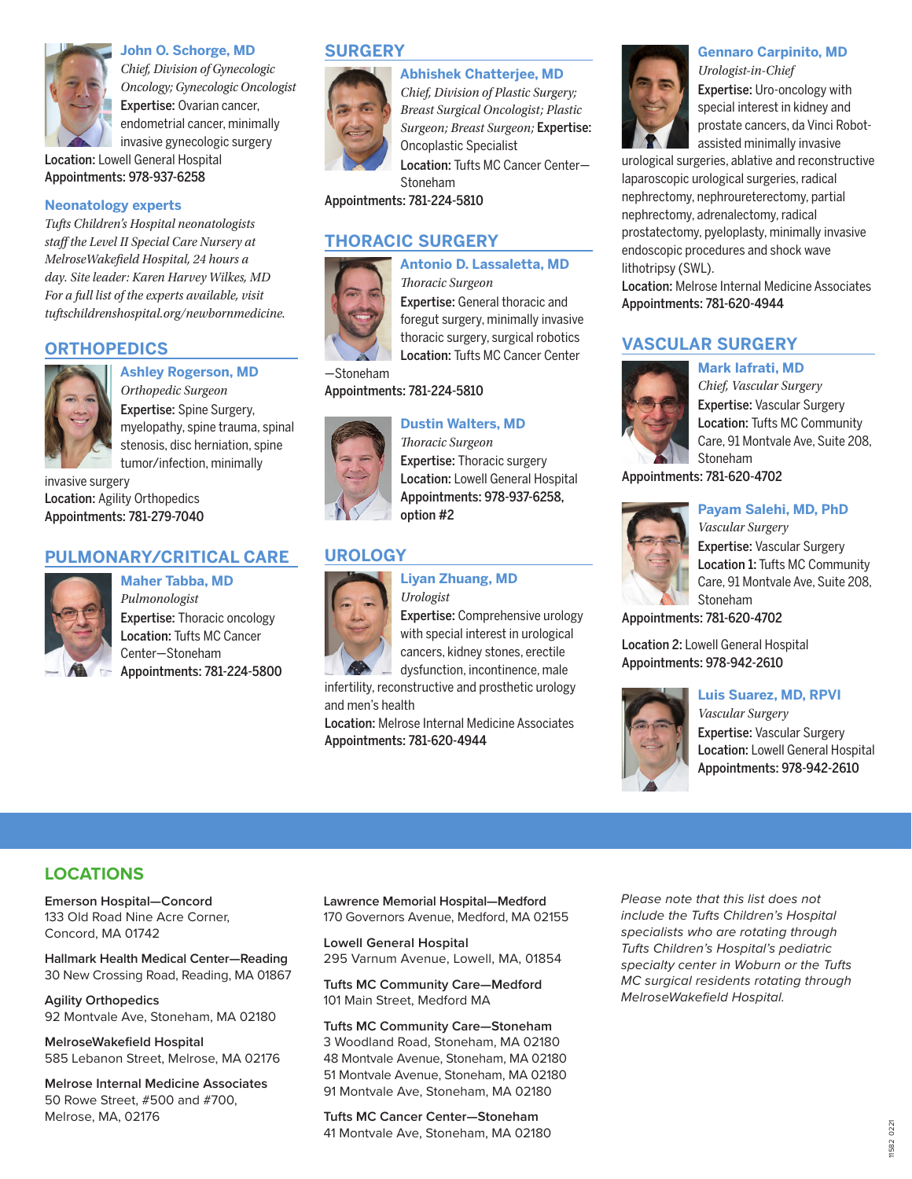**John O. Schorge, MD**
*Chief, Division of Gynecologic Oncology; Gynecologic Oncologist*
**Expertise:** Ovarian cancer, endometrial cancer, minimally invasive gynecologic surgery
**Location:** Lowell General Hospital
**Appointments:** 978-937-6258

### Neonatology experts

*Tufts Children's Hospital neonatologists staff the Level II Special Care Nursery at MelroseWakefield Hospital, 24 hours a day. Site leader: Karen Harvey Wilkes, MD For a full list of the experts available, visit tuftschildrenshospital.org/newbornmedicine.*

## ORTHOPEDICS

**Ashley Rogerson, MD**
*Orthopedic Surgeon*
**Expertise:** Spine Surgery, myelopathy, spine trauma, spinal stenosis, disc herniation, spine tumor/infection, minimally invasive surgery
**Location:** Agility Orthopedics
**Appointments:** 781-279-7040

## PULMONARY/CRITICAL CARE

**Maher Tabba, MD**
*Pulmonologist*
**Expertise:** Thoracic oncology
**Location:** Tufts MC Cancer Center—Stoneham
**Appointments:** 781-224-5800

## SURGERY

**Abhishek Chatterjee, MD**
*Chief, Division of Plastic Surgery; Breast Surgical Oncologist; Plastic Surgeon; Breast Surgeon;* **Expertise:** Oncoplastic Specialist
**Location:** Tufts MC Cancer Center—Stoneham
**Appointments:** 781-224-5810

## THORACIC SURGERY

**Antonio D. Lassaletta, MD**
*Thoracic Surgeon*
**Expertise:** General thoracic and foregut surgery, minimally invasive thoracic surgery, surgical robotics
**Location:** Tufts MC Cancer Center—Stoneham
**Appointments:** 781-224-5810

**Dustin Walters, MD**
*Thoracic Surgeon*
**Expertise:** Thoracic surgery
**Location:** Lowell General Hospital
**Appointments:** 978-937-6258, option #2

## UROLOGY

**Liyan Zhuang, MD**
*Urologist*
**Expertise:** Comprehensive urology with special interest in urological cancers, kidney stones, erectile dysfunction, incontinence, male infertility, reconstructive and prosthetic urology and men's health
**Location:** Melrose Internal Medicine Associates
**Appointments:** 781-620-4944

**Gennaro Carpinito, MD**
*Urologist-in-Chief*
**Expertise:** Uro-oncology with special interest in kidney and prostate cancers, da Vinci Robot-assisted minimally invasive urological surgeries, ablative and reconstructive laparoscopic urological surgeries, radical nephrectomy, nephroureterectomy, partial nephrectomy, adrenalectomy, radical prostatectomy, pyeloplasty, minimally invasive endoscopic procedures and shock wave lithotripsy (SWL).
**Location:** Melrose Internal Medicine Associates
**Appointments:** 781-620-4944

## VASCULAR SURGERY

**Mark Iafrati, MD**
*Chief, Vascular Surgery*
**Expertise:** Vascular Surgery
**Location:** Tufts MC Community Care, 91 Montvale Ave, Suite 208, Stoneham
**Appointments:** 781-620-4702

**Payam Salehi, MD, PhD**
*Vascular Surgery*
**Expertise:** Vascular Surgery
**Location 1:** Tufts MC Community Care, 91 Montvale Ave, Suite 208, Stoneham
**Appointments:** 781-620-4702

**Location 2:** Lowell General Hospital
**Appointments:** 978-942-2610

**Luis Suarez, MD, RPVI**
*Vascular Surgery*
**Expertise:** Vascular Surgery
**Location:** Lowell General Hospital
**Appointments:** 978-942-2610

## LOCATIONS

**Emerson Hospital—Concord**
133 Old Road Nine Acre Corner, Concord, MA 01742

**Hallmark Health Medical Center—Reading**
30 New Crossing Road, Reading, MA 01867

**Agility Orthopedics**
92 Montvale Ave, Stoneham, MA 02180

**MelroseWakefield Hospital**
585 Lebanon Street, Melrose, MA 02176

**Melrose Internal Medicine Associates**
50 Rowe Street, #500 and #700, Melrose, MA, 02176

**Lawrence Memorial Hospital—Medford**
170 Governors Avenue, Medford, MA 02155

**Lowell General Hospital**
295 Varnum Avenue, Lowell, MA, 01854

**Tufts MC Community Care—Medford**
101 Main Street, Medford MA

**Tufts MC Community Care—Stoneham**
3 Woodland Road, Stoneham, MA 02180
48 Montvale Avenue, Stoneham, MA 02180
51 Montvale Avenue, Stoneham, MA 02180
91 Montvale Ave, Stoneham, MA 02180

**Tufts MC Cancer Center—Stoneham**
41 Montvale Ave, Stoneham, MA 02180

*Please note that this list does not include the Tufts Children's Hospital specialists who are rotating through Tufts Children's Hospital's pediatric specialty center in Woburn or the Tufts MC surgical residents rotating through MelroseWakefield Hospital.*

11582 0221